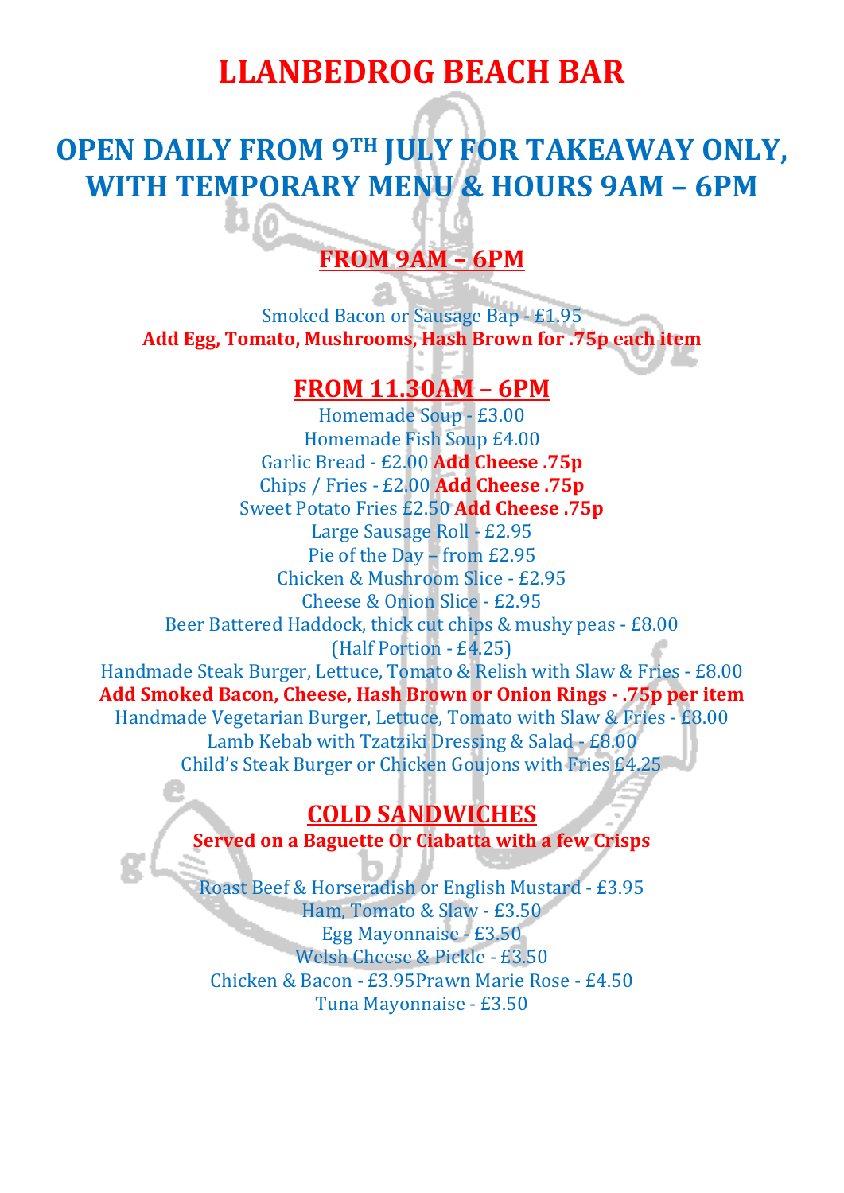# LLANBEDROG BEACH BAR

## OPEN DAILY FROM 9TH JULY FOR TAKEAWAY ONLY, WITH TEMPORARY MENU & HOURS 9AM – 6PM

### FROM 9AM – 6PM

Smoked Bacon or Sausage Bap - £1.95
**Add Egg, Tomato, Mushrooms, Hash Brown for .75p each item**

### FROM 11.30AM – 6PM

Homemade Soup - £3.00
Homemade Fish Soup £4.00
Garlic Bread - £2.00 **Add Cheese .75p**
Chips / Fries - £2.00 **Add Cheese .75p**
Sweet Potato Fries £2.50 **Add Cheese .75p**
Large Sausage Roll - £2.95
Pie of the Day – from £2.95
Chicken & Mushroom Slice - £2.95
Cheese & Onion Slice - £2.95
Beer Battered Haddock, thick cut chips & mushy peas - £8.00
(Half Portion - £4.25)
Handmade Steak Burger, Lettuce, Tomato & Relish with Slaw & Fries - £8.00
**Add Smoked Bacon, Cheese, Hash Brown or Onion Rings - .75p per item**
Handmade Vegetarian Burger, Lettuce, Tomato with Slaw & Fries - £8.00
Lamb Kebab with Tzatziki Dressing & Salad - £8.00
Child's Steak Burger or Chicken Goujons with Fries £4.25

### COLD SANDWICHES

**Served on a Baguette Or Ciabatta with a few Crisps**

Roast Beef & Horseradish or English Mustard - £3.95
Ham, Tomato & Slaw - £3.50
Egg Mayonnaise - £3.50
Welsh Cheese & Pickle - £3.50
Chicken & Bacon - £3.95Prawn Marie Rose - £4.50
Tuna Mayonnaise - £3.50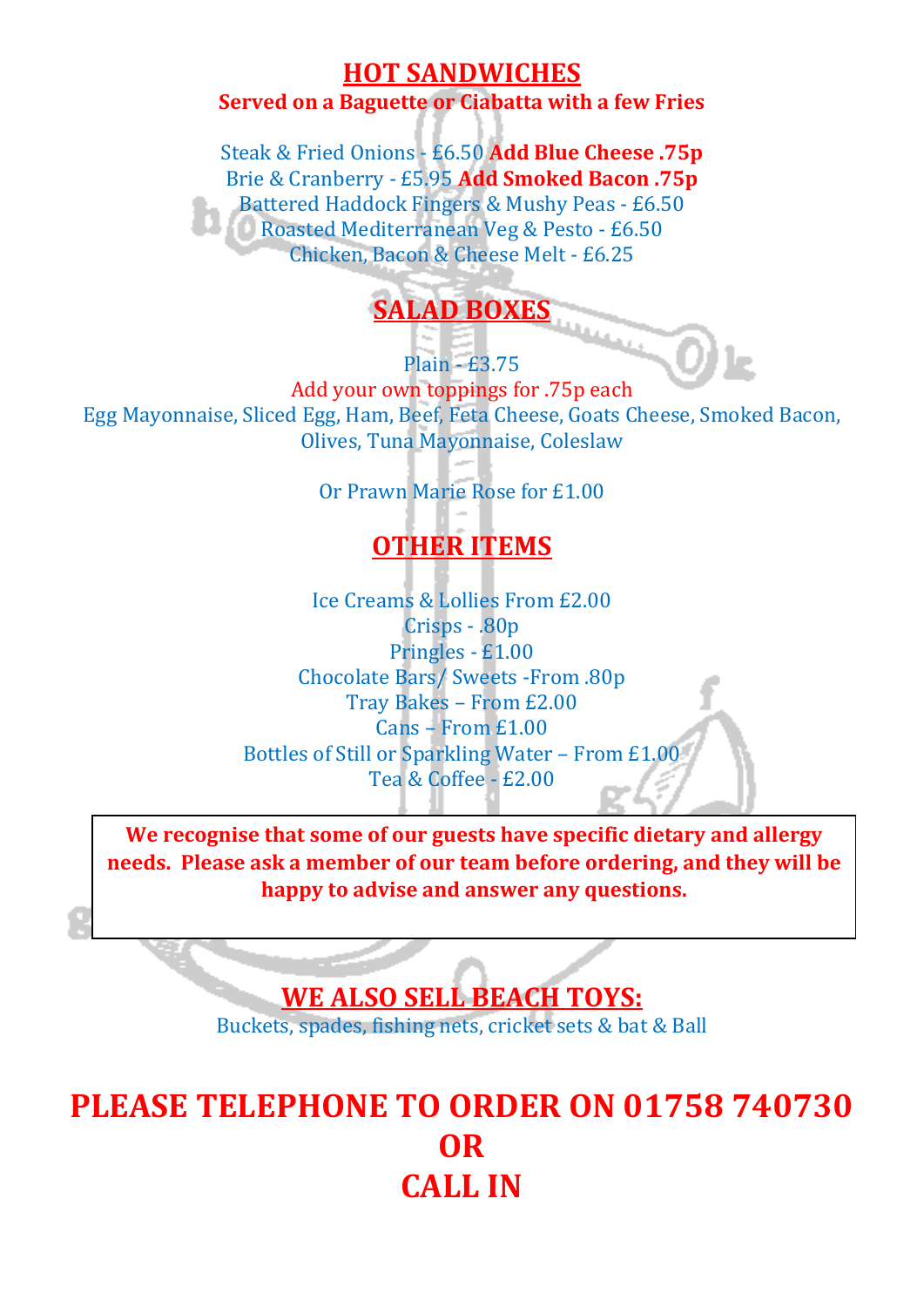## HOT SANDWICHES

**Served on a Baguette or Ciabatta with a few Fries**

Steak & Fried Onions - £6.50 **Add Blue Cheese .75p**
Brie & Cranberry - £5.95 **Add Smoked Bacon .75p**
Battered Haddock Fingers & Mushy Peas - £6.50
Roasted Mediterranean Veg & Pesto - £6.50
Chicken, Bacon & Cheese Melt - £6.25

## SALAD BOXES

Plain - £3.75
Add your own toppings for .75p each
Egg Mayonnaise, Sliced Egg, Ham, Beef, Feta Cheese, Goats Cheese, Smoked Bacon, Olives, Tuna Mayonnaise, Coleslaw

Or Prawn Marie Rose for £1.00

## OTHER ITEMS

Ice Creams & Lollies From £2.00
Crisps - .80p
Pringles - £1.00
Chocolate Bars/ Sweets -From .80p
Tray Bakes – From £2.00
Cans – From £1.00
Bottles of Still or Sparkling Water – From £1.00
Tea & Coffee - £2.00

**We recognise that some of our guests have specific dietary and allergy needs. Please ask a member of our team before ordering, and they will be happy to advise and answer any questions.**

## WE ALSO SELL BEACH TOYS:

Buckets, spades, fishing nets, cricket sets & bat & Ball

# PLEASE TELEPHONE TO ORDER ON 01758 740730 OR CALL IN